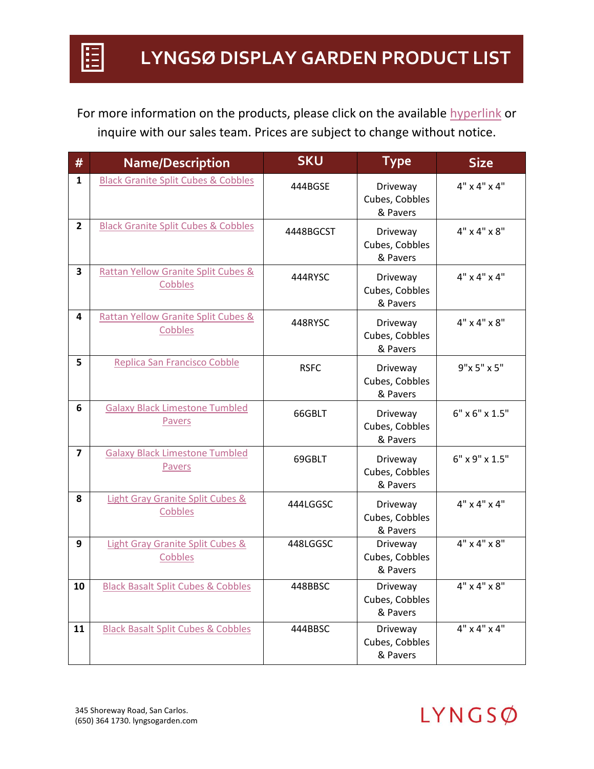# LYNGSØ DISPLAY GARDEN PRODUCT LIST

For more information on the products, please click on the available hyperlink or inquire with our sales team. Prices are subject to change without notice.

| # | Name/Description | SKU | Type | Size |
|---|---|---|---|---|
| 1 | Black Granite Split Cubes & Cobbles | 444BGSE | Driveway Cubes, Cobbles & Pavers | 4" x 4" x 4" |
| 2 | Black Granite Split Cubes & Cobbles | 4448BGCST | Driveway Cubes, Cobbles & Pavers | 4" x 4" x 8" |
| 3 | Rattan Yellow Granite Split Cubes & Cobbles | 444RYSC | Driveway Cubes, Cobbles & Pavers | 4" x 4" x 4" |
| 4 | Rattan Yellow Granite Split Cubes & Cobbles | 448RYSC | Driveway Cubes, Cobbles & Pavers | 4" x 4" x 8" |
| 5 | Replica San Francisco Cobble | RSFC | Driveway Cubes, Cobbles & Pavers | 9"x 5" x 5" |
| 6 | Galaxy Black Limestone Tumbled Pavers | 66GBLT | Driveway Cubes, Cobbles & Pavers | 6" x 6" x 1.5" |
| 7 | Galaxy Black Limestone Tumbled Pavers | 69GBLT | Driveway Cubes, Cobbles & Pavers | 6" x 9" x 1.5" |
| 8 | Light Gray Granite Split Cubes & Cobbles | 444LGGSC | Driveway Cubes, Cobbles & Pavers | 4" x 4" x 4" |
| 9 | Light Gray Granite Split Cubes & Cobbles | 448LGGSC | Driveway Cubes, Cobbles & Pavers | 4" x 4" x 8" |
| 10 | Black Basalt Split Cubes & Cobbles | 448BBSC | Driveway Cubes, Cobbles & Pavers | 4" x 4" x 8" |
| 11 | Black Basalt Split Cubes & Cobbles | 444BBSC | Driveway Cubes, Cobbles & Pavers | 4" x 4" x 4" |

345 Shoreway Road, San Carlos.
(650) 364 1730. lyngsogarden.com

LYNGSØ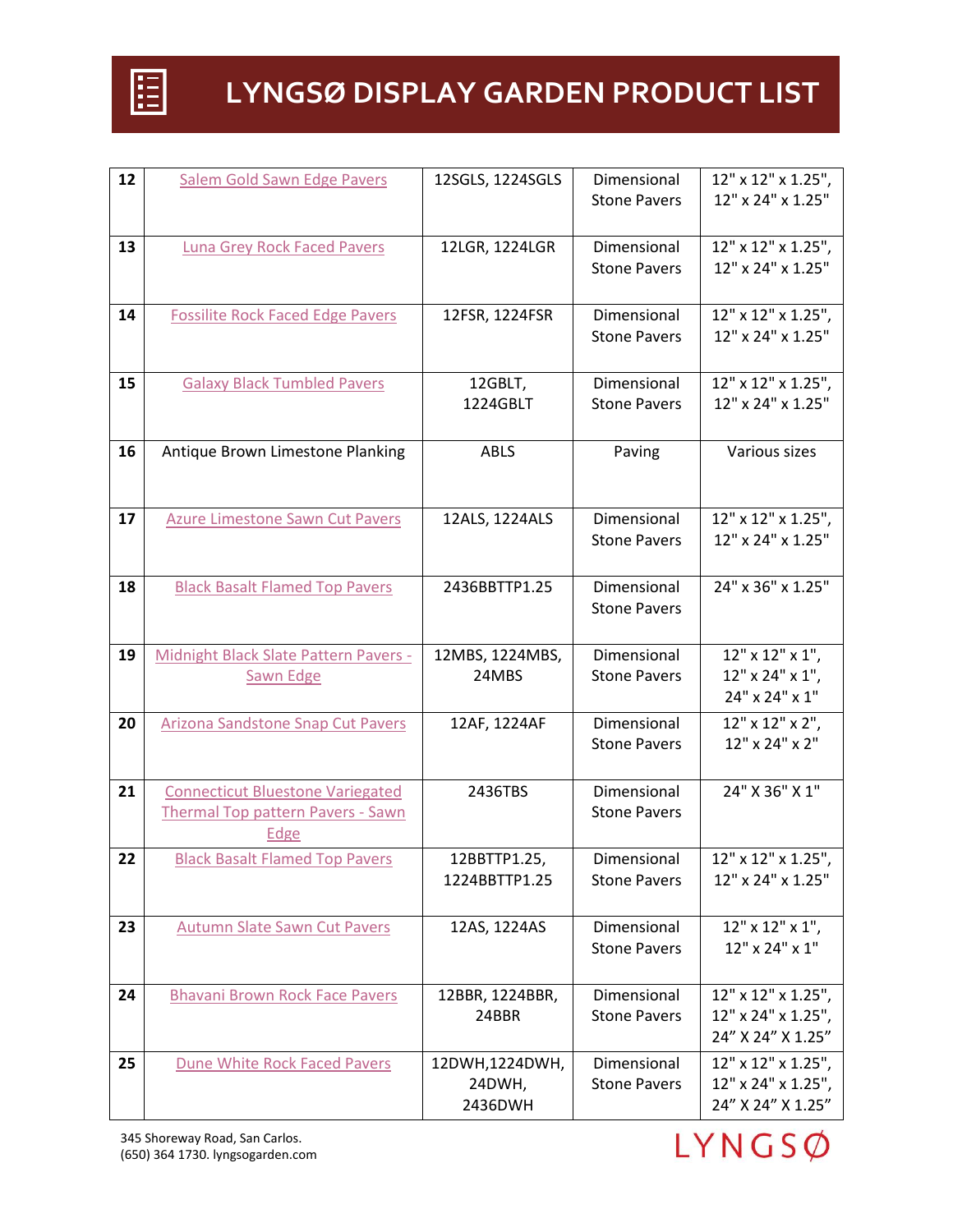# LYNGSØ DISPLAY GARDEN PRODUCT LIST

| | | | | |
|---|---|---|---|---|
| 12 | Salem Gold Sawn Edge Pavers | 12SGLS, 1224SGLS | Dimensional Stone Pavers | 12" x 12" x 1.25", 12" x 24" x 1.25" |
| 13 | Luna Grey Rock Faced Pavers | 12LGR, 1224LGR | Dimensional Stone Pavers | 12" x 12" x 1.25", 12" x 24" x 1.25" |
| 14 | Fossilite Rock Faced Edge Pavers | 12FSR, 1224FSR | Dimensional Stone Pavers | 12" x 12" x 1.25", 12" x 24" x 1.25" |
| 15 | Galaxy Black Tumbled Pavers | 12GBLT, 1224GBLT | Dimensional Stone Pavers | 12" x 12" x 1.25", 12" x 24" x 1.25" |
| 16 | Antique Brown Limestone Planking | ABLS | Paving | Various sizes |
| 17 | Azure Limestone Sawn Cut Pavers | 12ALS, 1224ALS | Dimensional Stone Pavers | 12" x 12" x 1.25", 12" x 24" x 1.25" |
| 18 | Black Basalt Flamed Top Pavers | 2436BBTTP1.25 | Dimensional Stone Pavers | 24" x 36" x 1.25" |
| 19 | Midnight Black Slate Pattern Pavers - Sawn Edge | 12MBS, 1224MBS, 24MBS | Dimensional Stone Pavers | 12" x 12" x 1", 12" x 24" x 1", 24" x 24" x 1" |
| 20 | Arizona Sandstone Snap Cut Pavers | 12AF, 1224AF | Dimensional Stone Pavers | 12" x 12" x 2", 12" x 24" x 2" |
| 21 | Connecticut Bluestone Variegated Thermal Top pattern Pavers - Sawn Edge | 2436TBS | Dimensional Stone Pavers | 24" X 36" X 1" |
| 22 | Black Basalt Flamed Top Pavers | 12BBTTP1.25, 1224BBTTP1.25 | Dimensional Stone Pavers | 12" x 12" x 1.25", 12" x 24" x 1.25" |
| 23 | Autumn Slate Sawn Cut Pavers | 12AS, 1224AS | Dimensional Stone Pavers | 12" x 12" x 1", 12" x 24" x 1" |
| 24 | Bhavani Brown Rock Face Pavers | 12BBR, 1224BBR, 24BBR | Dimensional Stone Pavers | 12" x 12" x 1.25", 12" x 24" x 1.25", 24" X 24" X 1.25" |
| 25 | Dune White Rock Faced Pavers | 12DWH,1224DWH, 24DWH, 2436DWH | Dimensional Stone Pavers | 12" x 12" x 1.25", 12" x 24" x 1.25", 24" X 24" X 1.25" |

345 Shoreway Road, San Carlos.
(650) 364 1730. lyngsogarden.com

LYNGSØ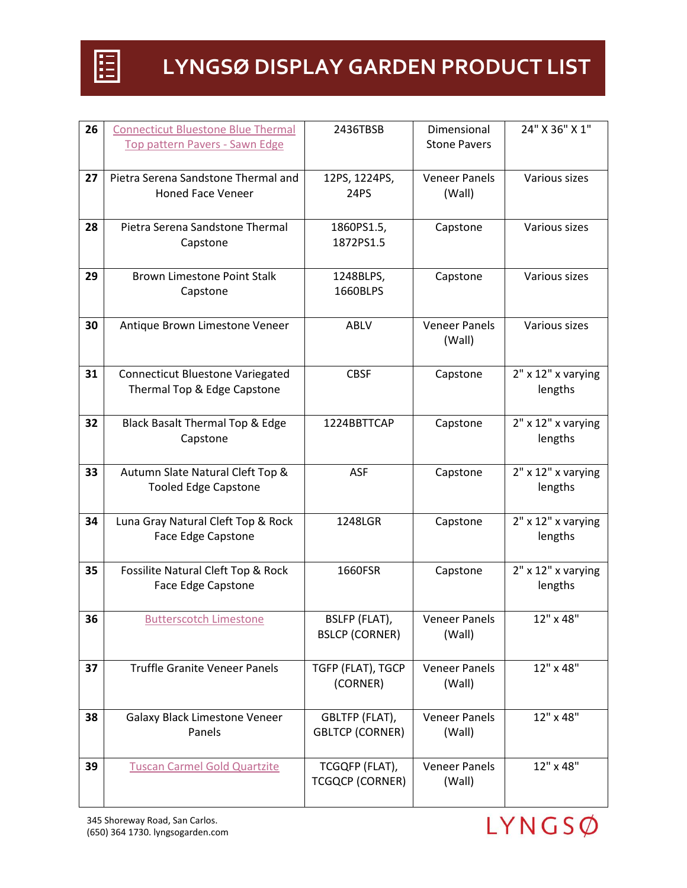# LYNGSØ DISPLAY GARDEN PRODUCT LIST

| 26 | Connecticut Bluestone Blue Thermal Top pattern Pavers - Sawn Edge | 2436TBSB | Dimensional Stone Pavers | 24" X 36" X 1" |
|---|---|---|---|---|
| 27 | Pietra Serena Sandstone Thermal and Honed Face Veneer | 12PS, 1224PS, 24PS | Veneer Panels (Wall) | Various sizes |
| 28 | Pietra Serena Sandstone Thermal Capstone | 1860PS1.5, 1872PS1.5 | Capstone | Various sizes |
| 29 | Brown Limestone Point Stalk Capstone | 1248BLPS, 1660BLPS | Capstone | Various sizes |
| 30 | Antique Brown Limestone Veneer | ABLV | Veneer Panels (Wall) | Various sizes |
| 31 | Connecticut Bluestone Variegated Thermal Top & Edge Capstone | CBSF | Capstone | 2" x 12" x varying lengths |
| 32 | Black Basalt Thermal Top & Edge Capstone | 1224BBTTCAP | Capstone | 2" x 12" x varying lengths |
| 33 | Autumn Slate Natural Cleft Top & Tooled Edge Capstone | ASF | Capstone | 2" x 12" x varying lengths |
| 34 | Luna Gray Natural Cleft Top & Rock Face Edge Capstone | 1248LGR | Capstone | 2" x 12" x varying lengths |
| 35 | Fossilite Natural Cleft Top & Rock Face Edge Capstone | 1660FSR | Capstone | 2" x 12" x varying lengths |
| 36 | Butterscotch Limestone | BSLFP (FLAT), BSLCP (CORNER) | Veneer Panels (Wall) | 12" x 48" |
| 37 | Truffle Granite Veneer Panels | TGFP (FLAT), TGCP (CORNER) | Veneer Panels (Wall) | 12" x 48" |
| 38 | Galaxy Black Limestone Veneer Panels | GBLTFP (FLAT), GBLTCP (CORNER) | Veneer Panels (Wall) | 12" x 48" |
| 39 | Tuscan Carmel Gold Quartzite | TCGQFP (FLAT), TCGQCP (CORNER) | Veneer Panels (Wall) | 12" x 48" |

345 Shoreway Road, San Carlos.
(650) 364 1730. lyngsogarden.com

LYNGSØ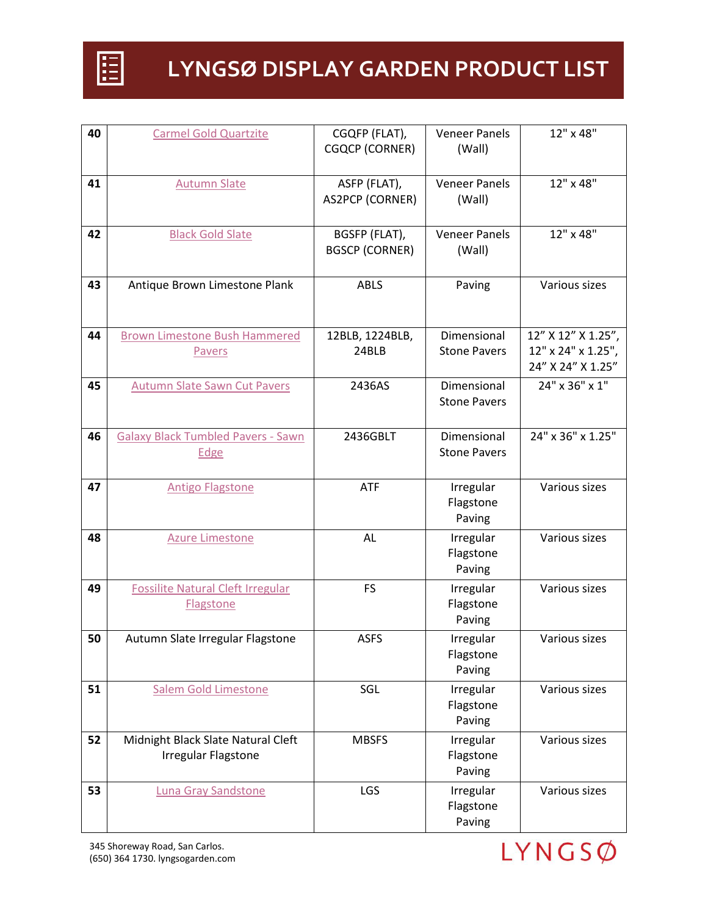# LYNGSØ DISPLAY GARDEN PRODUCT LIST

| | | | | |
|---|---|---|---|---|
| 40 | Carmel Gold Quartzite | CGQFP (FLAT), CGQCP (CORNER) | Veneer Panels (Wall) | 12" x 48" |
| 41 | Autumn Slate | ASFP (FLAT), AS2PCP (CORNER) | Veneer Panels (Wall) | 12" x 48" |
| 42 | Black Gold Slate | BGSFP (FLAT), BGSCP (CORNER) | Veneer Panels (Wall) | 12" x 48" |
| 43 | Antique Brown Limestone Plank | ABLS | Paving | Various sizes |
| 44 | Brown Limestone Bush Hammered Pavers | 12BLB, 1224BLB, 24BLB | Dimensional Stone Pavers | 12” X 12” X 1.25”, 12" x 24" x 1.25", 24” X 24” X 1.25” |
| 45 | Autumn Slate Sawn Cut Pavers | 2436AS | Dimensional Stone Pavers | 24" x 36" x 1" |
| 46 | Galaxy Black Tumbled Pavers - Sawn Edge | 2436GBLT | Dimensional Stone Pavers | 24" x 36" x 1.25" |
| 47 | Antigo Flagstone | ATF | Irregular Flagstone Paving | Various sizes |
| 48 | Azure Limestone | AL | Irregular Flagstone Paving | Various sizes |
| 49 | Fossilite Natural Cleft Irregular Flagstone | FS | Irregular Flagstone Paving | Various sizes |
| 50 | Autumn Slate Irregular Flagstone | ASFS | Irregular Flagstone Paving | Various sizes |
| 51 | Salem Gold Limestone | SGL | Irregular Flagstone Paving | Various sizes |
| 52 | Midnight Black Slate Natural Cleft Irregular Flagstone | MBSFS | Irregular Flagstone Paving | Various sizes |
| 53 | Luna Gray Sandstone | LGS | Irregular Flagstone Paving | Various sizes |

345 Shoreway Road, San Carlos.
(650) 364 1730. lyngsogarden.com

LYNGSØ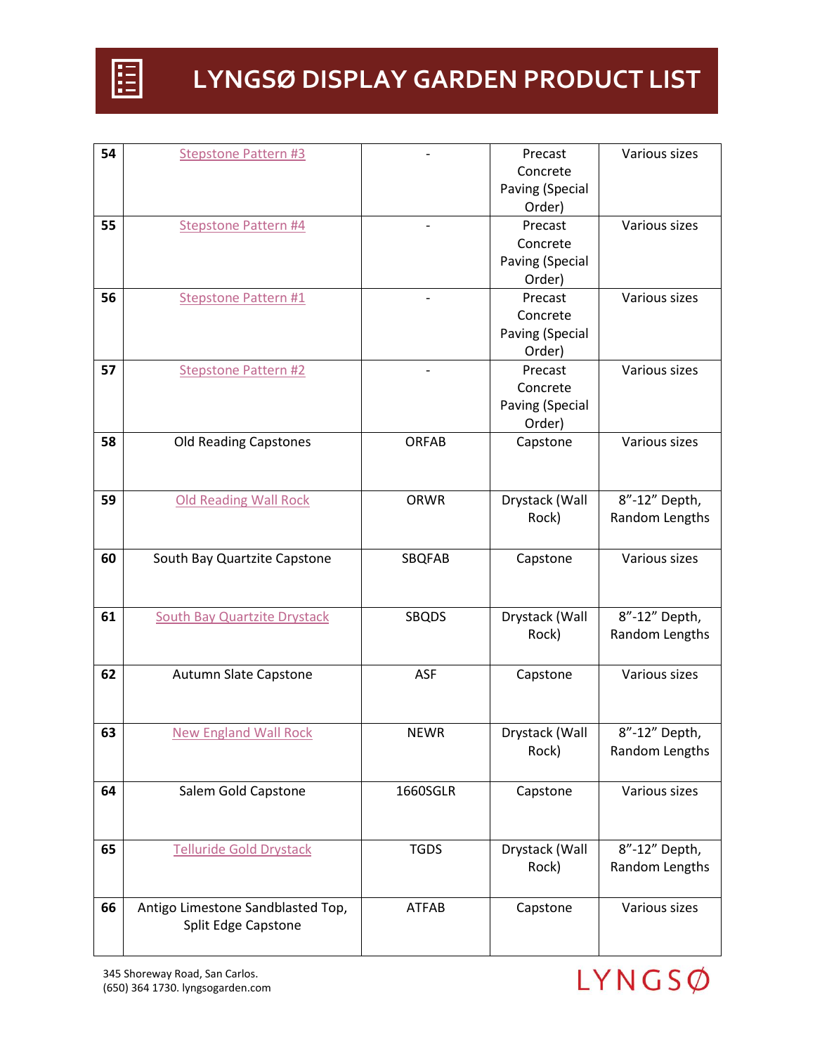# LYNGSØ DISPLAY GARDEN PRODUCT LIST

| | | | | |
|---|---|---|---|---|
| **54** | Stepstone Pattern #3 | - | Precast Concrete Paving (Special Order) | Various sizes |
| **55** | Stepstone Pattern #4 | - | Precast Concrete Paving (Special Order) | Various sizes |
| **56** | Stepstone Pattern #1 | - | Precast Concrete Paving (Special Order) | Various sizes |
| **57** | Stepstone Pattern #2 | - | Precast Concrete Paving (Special Order) | Various sizes |
| **58** | Old Reading Capstones | ORFAB | Capstone | Various sizes |
| **59** | Old Reading Wall Rock | ORWR | Drystack (Wall Rock) | 8"-12" Depth, Random Lengths |
| **60** | South Bay Quartzite Capstone | SBQFAB | Capstone | Various sizes |
| **61** | South Bay Quartzite Drystack | SBQDS | Drystack (Wall Rock) | 8"-12" Depth, Random Lengths |
| **62** | Autumn Slate Capstone | ASF | Capstone | Various sizes |
| **63** | New England Wall Rock | NEWR | Drystack (Wall Rock) | 8"-12" Depth, Random Lengths |
| **64** | Salem Gold Capstone | 1660SGLR | Capstone | Various sizes |
| **65** | Telluride Gold Drystack | TGDS | Drystack (Wall Rock) | 8"-12" Depth, Random Lengths |
| **66** | Antigo Limestone Sandblasted Top, Split Edge Capstone | ATFAB | Capstone | Various sizes |

345 Shoreway Road, San Carlos.
(650) 364 1730. lyngsogarden.com

LYNGSØ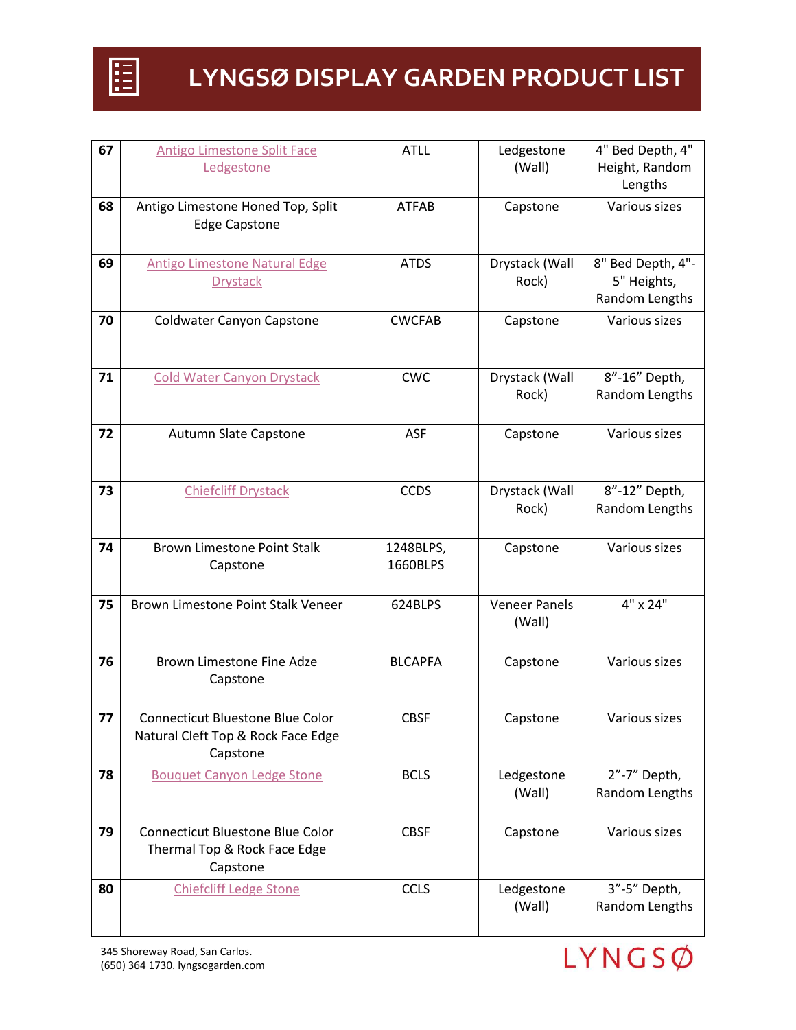# LYNGSØ DISPLAY GARDEN PRODUCT LIST

| | | | | |
|---|---|---|---|---|
| 67 | Antigo Limestone Split Face Ledgestone | ATLL | Ledgestone (Wall) | 4" Bed Depth, 4" Height, Random Lengths |
| 68 | Antigo Limestone Honed Top, Split Edge Capstone | ATFAB | Capstone | Various sizes |
| 69 | Antigo Limestone Natural Edge Drystack | ATDS | Drystack (Wall Rock) | 8" Bed Depth, 4"-5" Heights, Random Lengths |
| 70 | Coldwater Canyon Capstone | CWCFAB | Capstone | Various sizes |
| 71 | Cold Water Canyon Drystack | CWC | Drystack (Wall Rock) | 8”-16” Depth, Random Lengths |
| 72 | Autumn Slate Capstone | ASF | Capstone | Various sizes |
| 73 | Chiefcliff Drystack | CCDS | Drystack (Wall Rock) | 8”-12” Depth, Random Lengths |
| 74 | Brown Limestone Point Stalk Capstone | 1248BLPS, 1660BLPS | Capstone | Various sizes |
| 75 | Brown Limestone Point Stalk Veneer | 624BLPS | Veneer Panels (Wall) | 4" x 24" |
| 76 | Brown Limestone Fine Adze Capstone | BLCAPFA | Capstone | Various sizes |
| 77 | Connecticut Bluestone Blue Color Natural Cleft Top & Rock Face Edge Capstone | CBSF | Capstone | Various sizes |
| 78 | Bouquet Canyon Ledge Stone | BCLS | Ledgestone (Wall) | 2”-7” Depth, Random Lengths |
| 79 | Connecticut Bluestone Blue Color Thermal Top & Rock Face Edge Capstone | CBSF | Capstone | Various sizes |
| 80 | Chiefcliff Ledge Stone | CCLS | Ledgestone (Wall) | 3”-5” Depth, Random Lengths |

345 Shoreway Road, San Carlos.
(650) 364 1730. lyngsogarden.com

LYNGSØ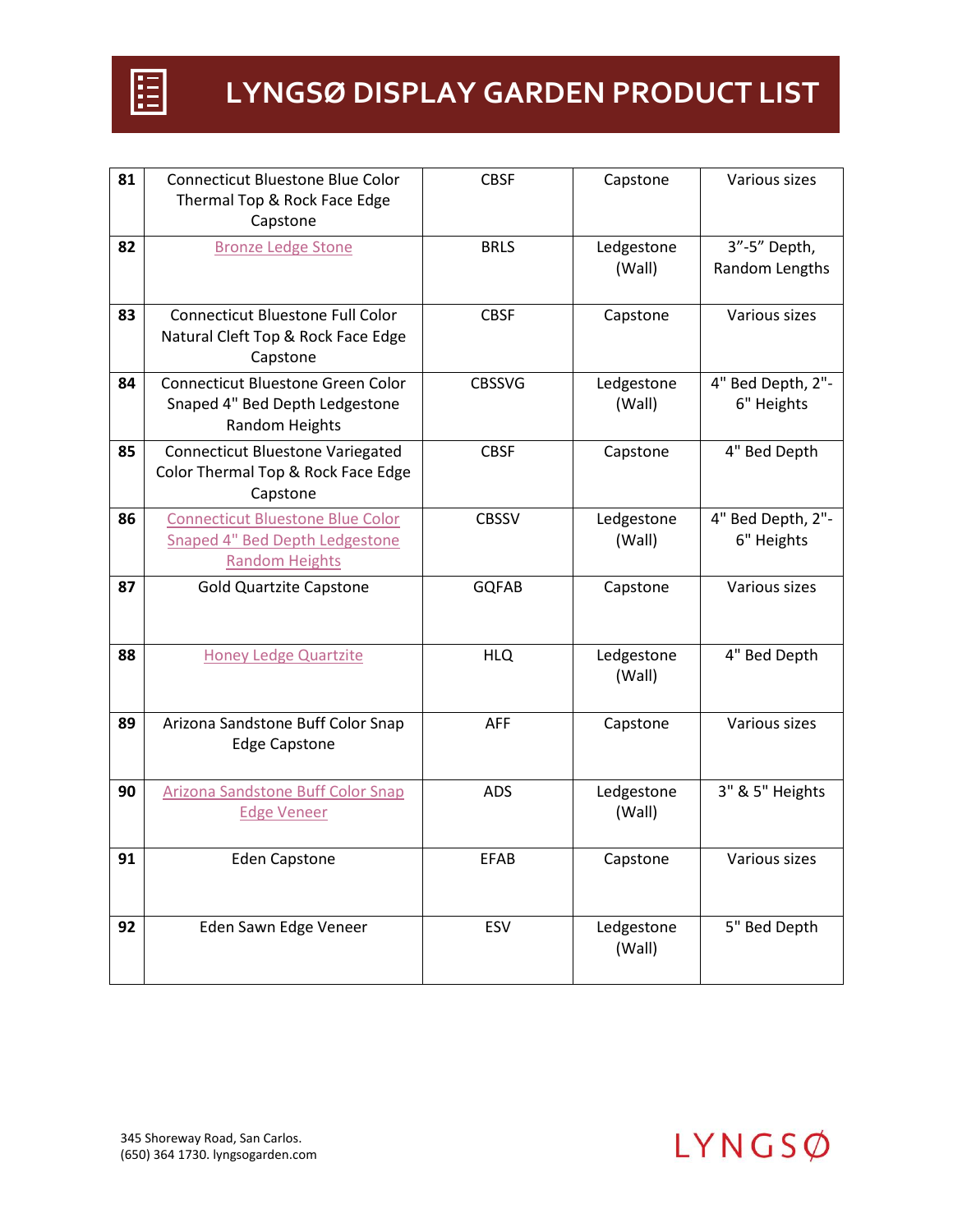# LYNGSØ DISPLAY GARDEN PRODUCT LIST

| | | | | |
|---|---|---|---|---|
| 81 | Connecticut Bluestone Blue Color Thermal Top & Rock Face Edge Capstone | CBSF | Capstone | Various sizes |
| 82 | Bronze Ledge Stone | BRLS | Ledgestone (Wall) | 3”-5” Depth, Random Lengths |
| 83 | Connecticut Bluestone Full Color Natural Cleft Top & Rock Face Edge Capstone | CBSF | Capstone | Various sizes |
| 84 | Connecticut Bluestone Green Color Snaped 4" Bed Depth Ledgestone Random Heights | CBSSVG | Ledgestone (Wall) | 4" Bed Depth, 2"-6" Heights |
| 85 | Connecticut Bluestone Variegated Color Thermal Top & Rock Face Edge Capstone | CBSF | Capstone | 4" Bed Depth |
| 86 | Connecticut Bluestone Blue Color Snaped 4" Bed Depth Ledgestone Random Heights | CBSSV | Ledgestone (Wall) | 4" Bed Depth, 2"-6" Heights |
| 87 | Gold Quartzite Capstone | GQFAB | Capstone | Various sizes |
| 88 | Honey Ledge Quartzite | HLQ | Ledgestone (Wall) | 4" Bed Depth |
| 89 | Arizona Sandstone Buff Color Snap Edge Capstone | AFF | Capstone | Various sizes |
| 90 | Arizona Sandstone Buff Color Snap Edge Veneer | ADS | Ledgestone (Wall) | 3" & 5" Heights |
| 91 | Eden Capstone | EFAB | Capstone | Various sizes |
| 92 | Eden Sawn Edge Veneer | ESV | Ledgestone (Wall) | 5" Bed Depth |

345 Shoreway Road, San Carlos.
(650) 364 1730. lyngsogarden.com

LYNGSØ